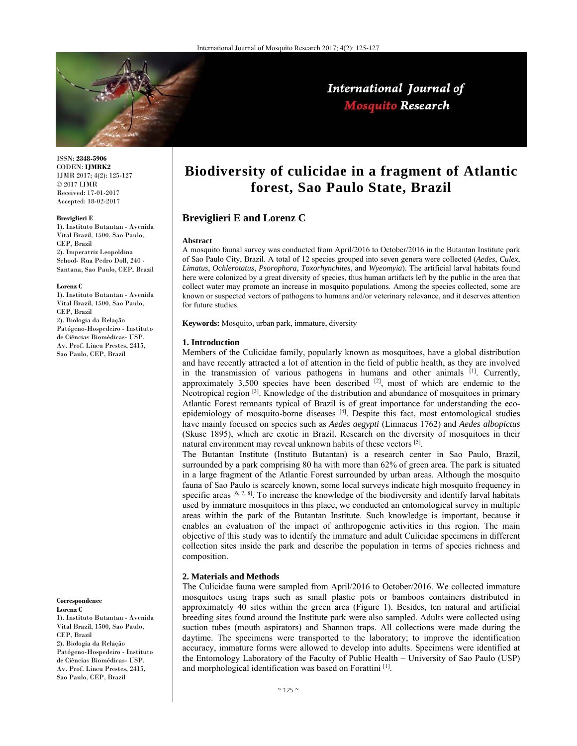ISSN: **2348-5906**
CODEN: **IJMRK2**
IJMR 2017; 4(2): 125-127
© 2017 IJMR
Received: 17-01-2017
Accepted: 18-02-2017

**Breviglieri E**
1). Instituto Butantan - Avenida Vital Brazil, 1500, Sao Paulo, CEP, Brazil
2). Imperatriz Leopoldina School- Rua Pedro Doll, 240 - Santana, Sao Paulo, CEP, Brazil

**Lorenz C**
1). Instituto Butantan - Avenida Vital Brazil, 1500, Sao Paulo, CEP, Brazil
2). Biologia da Relação Patógeno-Hospedeiro - Instituto de Ciências Biomédicas- USP. Av. Prof. Lineu Prestes, 2415, Sao Paulo, CEP, Brazil

**Correspondence**
**Lorenz C**
1). Instituto Butantan - Avenida Vital Brazil, 1500, Sao Paulo, CEP, Brazil
2). Biologia da Relação Patógeno-Hospedeiro - Instituto de Ciências Biomédicas- USP. Av. Prof. Lineu Prestes, 2415, Sao Paulo, CEP, Brazil

# Biodiversity of culicidae in a fragment of Atlantic forest, Sao Paulo State, Brazil

## Breviglieri E and Lorenz C

### Abstract

A mosquito faunal survey was conducted from April/2016 to October/2016 in the Butantan Institute park of Sao Paulo City, Brazil. A total of 12 species grouped into seven genera were collected (*Aedes*, *Culex*, *Limatus*, *Ochlerotatus*, *Psorophora*, *Toxorhynchites*, and *Wyeomyia*). The artificial larval habitats found here were colonized by a great diversity of species, thus human artifacts left by the public in the area that collect water may promote an increase in mosquito populations. Among the species collected, some are known or suspected vectors of pathogens to humans and/or veterinary relevance, and it deserves attention for future studies.

**Keywords:** Mosquito, urban park, immature, diversity

## 1. Introduction

Members of the Culicidae family, popularly known as mosquitoes, have a global distribution and have recently attracted a lot of attention in the field of public health, as they are involved in the transmission of various pathogens in humans and other animals [1]. Currently, approximately 3,500 species have been described [2], most of which are endemic to the Neotropical region [3]. Knowledge of the distribution and abundance of mosquitoes in primary Atlantic Forest remnants typical of Brazil is of great importance for understanding the eco-epidemiology of mosquito-borne diseases [4]. Despite this fact, most entomological studies have mainly focused on species such as *Aedes aegypti* (Linnaeus 1762) and *Aedes albopictus* (Skuse 1895), which are exotic in Brazil. Research on the diversity of mosquitoes in their natural environment may reveal unknown habits of these vectors [5].

The Butantan Institute (Instituto Butantan) is a research center in Sao Paulo, Brazil, surrounded by a park comprising 80 ha with more than 62% of green area. The park is situated in a large fragment of the Atlantic Forest surrounded by urban areas. Although the mosquito fauna of Sao Paulo is scarcely known, some local surveys indicate high mosquito frequency in specific areas [6, 7, 8]. To increase the knowledge of the biodiversity and identify larval habitats used by immature mosquitoes in this place, we conducted an entomological survey in multiple areas within the park of the Butantan Institute. Such knowledge is important, because it enables an evaluation of the impact of anthropogenic activities in this region. The main objective of this study was to identify the immature and adult Culicidae specimens in different collection sites inside the park and describe the population in terms of species richness and composition.

## 2. Materials and Methods

The Culicidae fauna were sampled from April/2016 to October/2016. We collected immature mosquitoes using traps such as small plastic pots or bamboos containers distributed in approximately 40 sites within the green area (Figure 1). Besides, ten natural and artificial breeding sites found around the Institute park were also sampled. Adults were collected using suction tubes (mouth aspirators) and Shannon traps. All collections were made during the daytime. The specimens were transported to the laboratory; to improve the identification accuracy, immature forms were allowed to develop into adults. Specimens were identified at the Entomology Laboratory of the Faculty of Public Health – University of Sao Paulo (USP) and morphological identification was based on Forattini [1].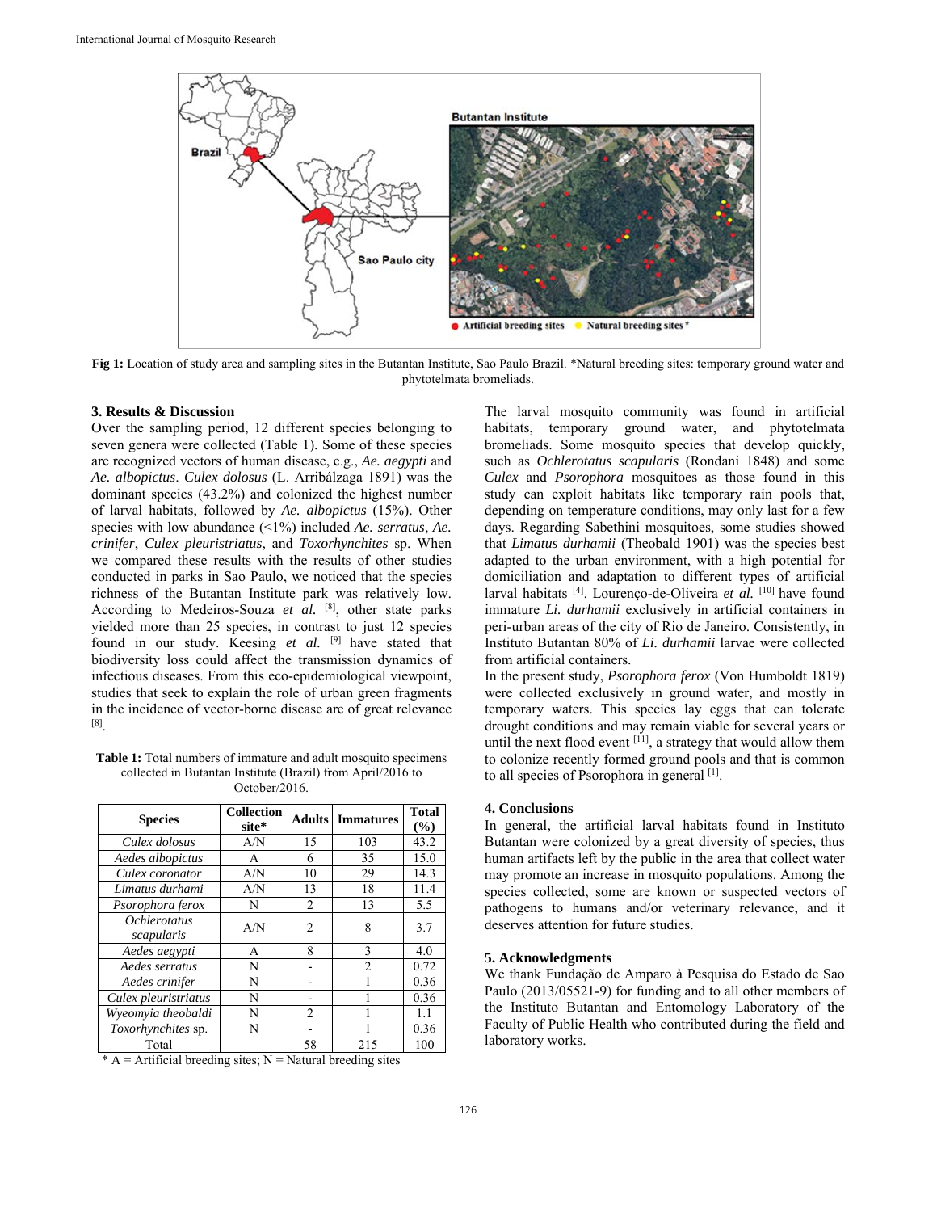Fig 1: Location of study area and sampling sites in the Butantan Institute, Sao Paulo Brazil. *Natural breeding sites: temporary ground water and phytotelmata bromeliads.

## 3. Results & Discussion

Over the sampling period, 12 different species belonging to seven genera were collected (Table 1). Some of these species are recognized vectors of human disease, e.g., *Ae. aegypti* and *Ae. albopictus*. *Culex dolosus* (L. Arribálzaga 1891) was the dominant species (43.2%) and colonized the highest number of larval habitats, followed by *Ae. albopictus* (15%). Other species with low abundance (<1%) included *Ae. serratus*, *Ae. crinifer*, *Culex pleuristriatus*, and *Toxorhynchites* sp. When we compared these results with the results of other studies conducted in parks in Sao Paulo, we noticed that the species richness of the Butantan Institute park was relatively low. According to Medeiros-Souza *et al.* [8], other state parks yielded more than 25 species, in contrast to just 12 species found in our study. Keesing *et al.* [9] have stated that biodiversity loss could affect the transmission dynamics of infectious diseases. From this eco-epidemiological viewpoint, studies that seek to explain the role of urban green fragments in the incidence of vector-borne disease are of great relevance [8].

**Table 1:** Total numbers of immature and adult mosquito specimens collected in Butantan Institute (Brazil) from April/2016 to October/2016.

| Species | Collection site* | Adults | Immatures | Total (%) |
|---|---|---|---|---|
| *Culex dolosus* | A/N | 15 | 103 | 43.2 |
| *Aedes albopictus* | A | 6 | 35 | 15.0 |
| *Culex coronator* | A/N | 10 | 29 | 14.3 |
| *Limatus durhami* | A/N | 13 | 18 | 11.4 |
| *Psorophora ferox* | N | 2 | 13 | 5.5 |
| *Ochlerotatus scapularis* | A/N | 2 | 8 | 3.7 |
| *Aedes aegypti* | A | 8 | 3 | 4.0 |
| *Aedes serratus* | N | - | 2 | 0.72 |
| *Aedes crinifer* | N | - | 1 | 0.36 |
| *Culex pleuristriatus* | N | - | 1 | 0.36 |
| *Wyeomyia theobaldi* | N | 2 | 1 | 1.1 |
| *Toxorhynchites* sp. | N | - | 1 | 0.36 |
| Total | | 58 | 215 | 100 |

\* A = Artificial breeding sites; N = Natural breeding sites

The larval mosquito community was found in artificial habitats, temporary ground water, and phytotelmata bromeliads. Some mosquito species that develop quickly, such as *Ochlerotatus scapularis* (Rondani 1848) and some *Culex* and *Psorophora* mosquitoes as those found in this study can exploit habitats like temporary rain pools that, depending on temperature conditions, may only last for a few days. Regarding Sabethini mosquitoes, some studies showed that *Limatus durhamii* (Theobald 1901) was the species best adapted to the urban environment, with a high potential for domiciliation and adaptation to different types of artificial larval habitats [4]. Lourenço-de-Oliveira *et al.* [10] have found immature *Li. durhamii* exclusively in artificial containers in peri-urban areas of the city of Rio de Janeiro. Consistently, in Instituto Butantan 80% of *Li. durhamii* larvae were collected from artificial containers.

In the present study, *Psorophora ferox* (Von Humboldt 1819) were collected exclusively in ground water, and mostly in temporary waters. This species lay eggs that can tolerate drought conditions and may remain viable for several years or until the next flood event [11], a strategy that would allow them to colonize recently formed ground pools and that is common to all species of Psorophora in general [1].

## 4. Conclusions

In general, the artificial larval habitats found in Instituto Butantan were colonized by a great diversity of species, thus human artifacts left by the public in the area that collect water may promote an increase in mosquito populations. Among the species collected, some are known or suspected vectors of pathogens to humans and/or veterinary relevance, and it deserves attention for future studies.

## 5. Acknowledgments

We thank Fundação de Amparo à Pesquisa do Estado de Sao Paulo (2013/05521-9) for funding and to all other members of the Instituto Butantan and Entomology Laboratory of the Faculty of Public Health who contributed during the field and laboratory works.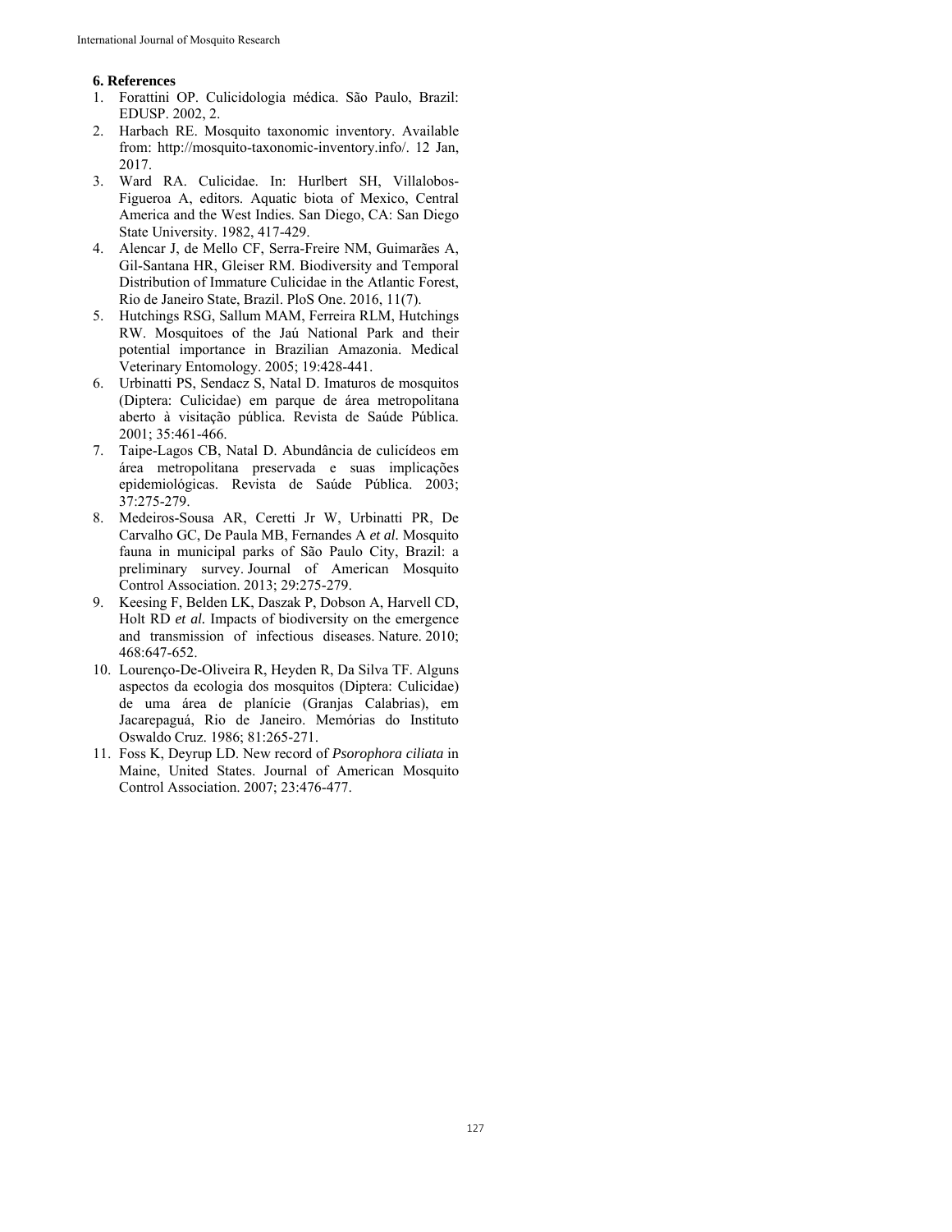### 6. References

1. Forattini OP. Culicidologia médica. São Paulo, Brazil: EDUSP. 2002, 2.
2. Harbach RE. Mosquito taxonomic inventory. Available from: http://mosquito-taxonomic-inventory.info/. 12 Jan, 2017.
3. Ward RA. Culicidae. In: Hurlbert SH, Villalobos-Figueroa A, editors. Aquatic biota of Mexico, Central America and the West Indies. San Diego, CA: San Diego State University. 1982, 417-429.
4. Alencar J, de Mello CF, Serra-Freire NM, Guimarães A, Gil-Santana HR, Gleiser RM. Biodiversity and Temporal Distribution of Immature Culicidae in the Atlantic Forest, Rio de Janeiro State, Brazil. PloS One. 2016, 11(7).
5. Hutchings RSG, Sallum MAM, Ferreira RLM, Hutchings RW. Mosquitoes of the Jaú National Park and their potential importance in Brazilian Amazonia. Medical Veterinary Entomology. 2005; 19:428-441.
6. Urbinatti PS, Sendacz S, Natal D. Imaturos de mosquitos (Diptera: Culicidae) em parque de área metropolitana aberto à visitação pública. Revista de Saúde Pública. 2001; 35:461-466.
7. Taipe-Lagos CB, Natal D. Abundância de culicídeos em área metropolitana preservada e suas implicações epidemiológicas. Revista de Saúde Pública. 2003; 37:275-279.
8. Medeiros-Sousa AR, Ceretti Jr W, Urbinatti PR, De Carvalho GC, De Paula MB, Fernandes A *et al.* Mosquito fauna in municipal parks of São Paulo City, Brazil: a preliminary survey. Journal of American Mosquito Control Association. 2013; 29:275-279.
9. Keesing F, Belden LK, Daszak P, Dobson A, Harvell CD, Holt RD *et al.* Impacts of biodiversity on the emergence and transmission of infectious diseases. Nature. 2010; 468:647-652.
10. Lourenço-De-Oliveira R, Heyden R, Da Silva TF. Alguns aspectos da ecologia dos mosquitos (Diptera: Culicidae) de uma área de planície (Granjas Calabrias), em Jacarepaguá, Rio de Janeiro. Memórias do Instituto Oswaldo Cruz. 1986; 81:265-271.
11. Foss K, Deyrup LD. New record of *Psorophora ciliata* in Maine, United States. Journal of American Mosquito Control Association. 2007; 23:476-477.